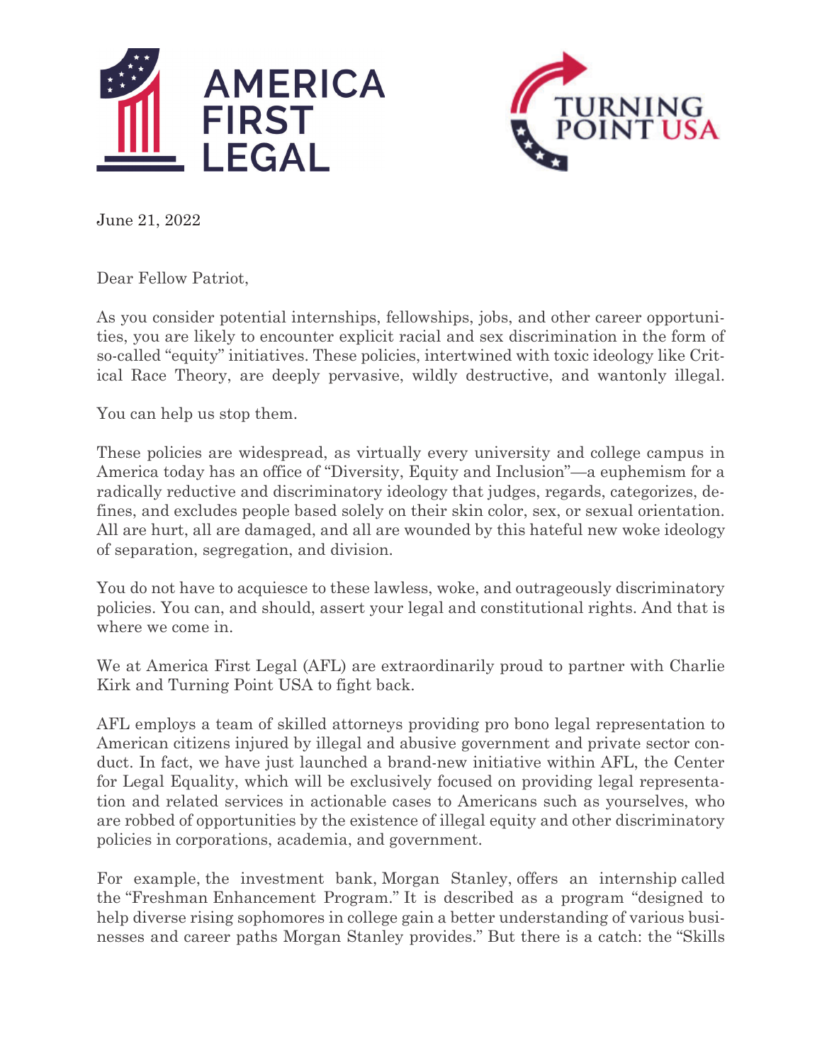AMERICA FIRST LEGAL

TURNING POINT USA

June 21, 2022

Dear Fellow Patriot,

As you consider potential internships, fellowships, jobs, and other career opportunities, you are likely to encounter explicit racial and sex discrimination in the form of so-called "equity" initiatives. These policies, intertwined with toxic ideology like Critical Race Theory, are deeply pervasive, wildly destructive, and wantonly illegal.

You can help us stop them.

These policies are widespread, as virtually every university and college campus in America today has an office of "Diversity, Equity and Inclusion"—a euphemism for a radically reductive and discriminatory ideology that judges, regards, categorizes, defines, and excludes people based solely on their skin color, sex, or sexual orientation. All are hurt, all are damaged, and all are wounded by this hateful new woke ideology of separation, segregation, and division.

You do not have to acquiesce to these lawless, woke, and outrageously discriminatory policies. You can, and should, assert your legal and constitutional rights. And that is where we come in.

We at America First Legal (AFL) are extraordinarily proud to partner with Charlie Kirk and Turning Point USA to fight back.

AFL employs a team of skilled attorneys providing pro bono legal representation to American citizens injured by illegal and abusive government and private sector conduct. In fact, we have just launched a brand-new initiative within AFL, the Center for Legal Equality, which will be exclusively focused on providing legal representation and related services in actionable cases to Americans such as yourselves, who are robbed of opportunities by the existence of illegal equity and other discriminatory policies in corporations, academia, and government.

For example, the investment bank, Morgan Stanley, offers an internship called the "Freshman Enhancement Program." It is described as a program "designed to help diverse rising sophomores in college gain a better understanding of various businesses and career paths Morgan Stanley provides." But there is a catch: the "Skills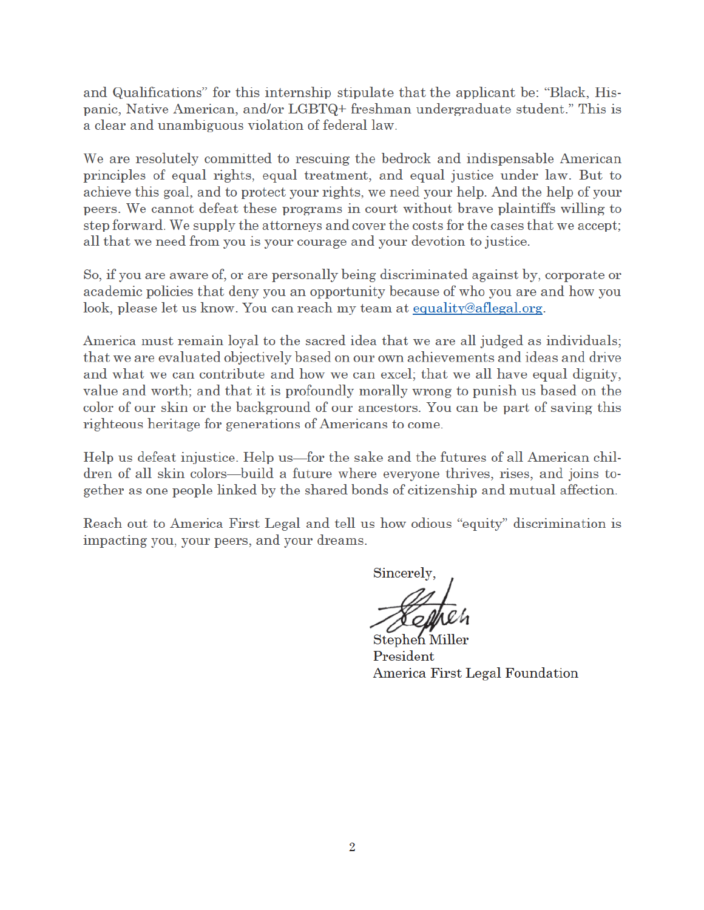and Qualifications" for this internship stipulate that the applicant be: "Black, Hispanic, Native American, and/or LGBTQ+ freshman undergraduate student." This is a clear and unambiguous violation of federal law.

We are resolutely committed to rescuing the bedrock and indispensable American principles of equal rights, equal treatment, and equal justice under law. But to achieve this goal, and to protect your rights, we need your help. And the help of your peers. We cannot defeat these programs in court without brave plaintiffs willing to step forward. We supply the attorneys and cover the costs for the cases that we accept; all that we need from you is your courage and your devotion to justice.

So, if you are aware of, or are personally being discriminated against by, corporate or academic policies that deny you an opportunity because of who you are and how you look, please let us know. You can reach my team at [equality@aflegal.org](mailto:equality@aflegal.org).

America must remain loyal to the sacred idea that we are all judged as individuals; that we are evaluated objectively based on our own achievements and ideas and drive and what we can contribute and how we can excel; that we all have equal dignity, value and worth; and that it is profoundly morally wrong to punish us based on the color of our skin or the background of our ancestors. You can be part of saving this righteous heritage for generations of Americans to come.

Help us defeat injustice. Help us—for the sake and the futures of all American children of all skin colors—build a future where everyone thrives, rises, and joins together as one people linked by the shared bonds of citizenship and mutual affection.

Reach out to America First Legal and tell us how odious "equity" discrimination is impacting you, your peers, and your dreams.

Sincerely,

Stephen Miller
President
America First Legal Foundation